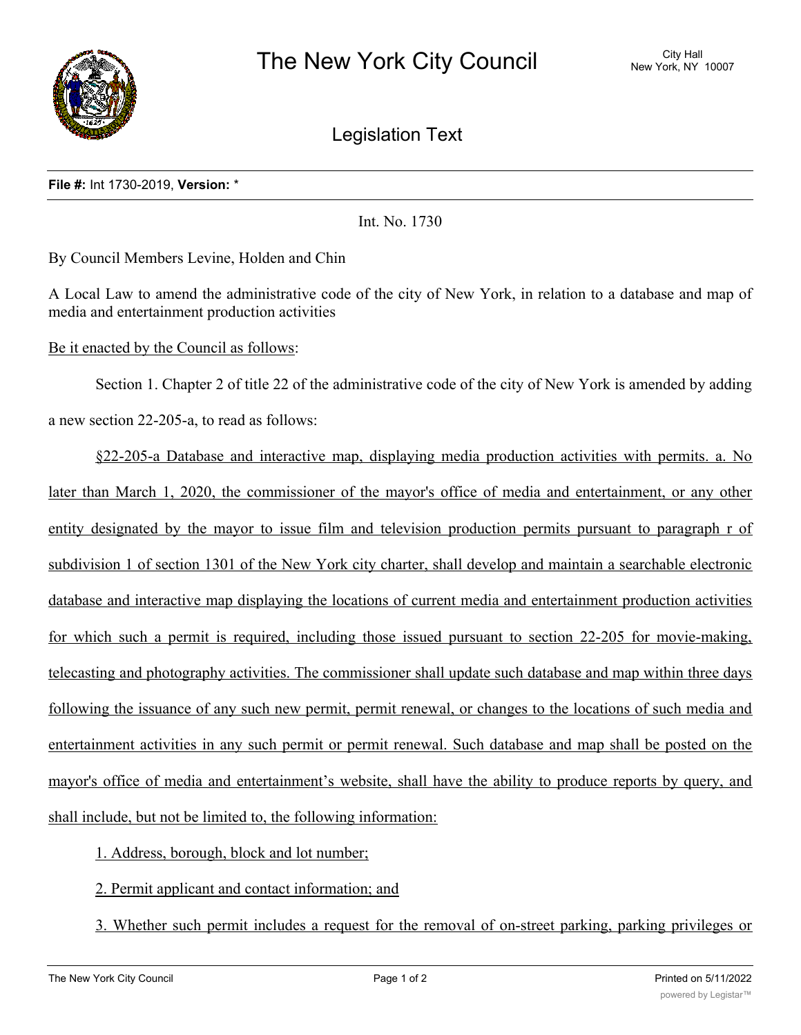# The New York City Council

City Hall
New York, NY 10007

## Legislation Text

**File #:** Int 1730-2019, **Version:** *

Int. No. 1730

By Council Members Levine, Holden and Chin

A Local Law to amend the administrative code of the city of New York, in relation to a database and map of media and entertainment production activities

Be it enacted by the Council as follows:

Section 1. Chapter 2 of title 22 of the administrative code of the city of New York is amended by adding a new section 22-205-a, to read as follows:

§22-205-a Database and interactive map, displaying media production activities with permits. a. No later than March 1, 2020, the commissioner of the mayor's office of media and entertainment, or any other entity designated by the mayor to issue film and television production permits pursuant to paragraph r of subdivision 1 of section 1301 of the New York city charter, shall develop and maintain a searchable electronic database and interactive map displaying the locations of current media and entertainment production activities for which such a permit is required, including those issued pursuant to section 22-205 for movie-making, telecasting and photography activities. The commissioner shall update such database and map within three days following the issuance of any such new permit, permit renewal, or changes to the locations of such media and entertainment activities in any such permit or permit renewal. Such database and map shall be posted on the mayor's office of media and entertainment's website, shall have the ability to produce reports by query, and shall include, but not be limited to, the following information:

1. Address, borough, block and lot number;

2. Permit applicant and contact information; and

3. Whether such permit includes a request for the removal of on-street parking, parking privileges or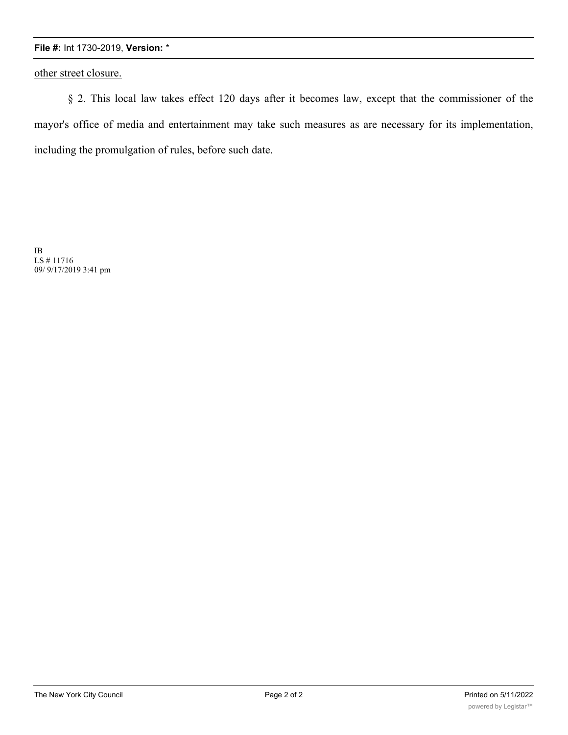<u>other street closure.</u>

§ 2. This local law takes effect 120 days after it becomes law, except that the commissioner of the mayor's office of media and entertainment may take such measures as are necessary for its implementation, including the promulgation of rules, before such date.

IB
LS # 11716
09/ 9/17/2019 3:41 pm